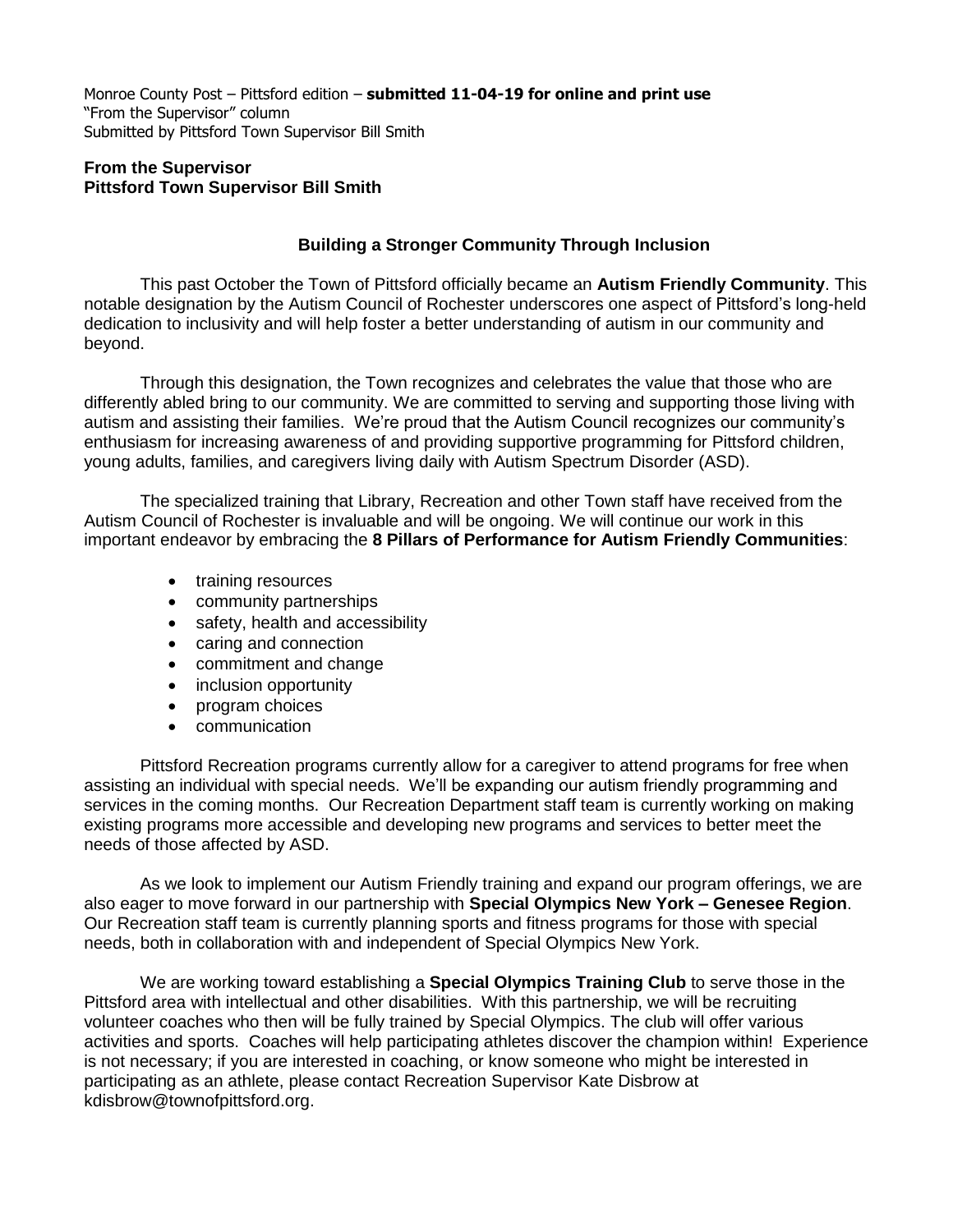Monroe County Post – Pittsford edition – **submitted 11-04-19 for online and print use**
"From the Supervisor" column
Submitted by Pittsford Town Supervisor Bill Smith

**From the Supervisor**
**Pittsford Town Supervisor Bill Smith**

## Building a Stronger Community Through Inclusion

This past October the Town of Pittsford officially became an **Autism Friendly Community**. This notable designation by the Autism Council of Rochester underscores one aspect of Pittsford's long-held dedication to inclusivity and will help foster a better understanding of autism in our community and beyond.

Through this designation, the Town recognizes and celebrates the value that those who are differently abled bring to our community. We are committed to serving and supporting those living with autism and assisting their families. We're proud that the Autism Council recognizes our community's enthusiasm for increasing awareness of and providing supportive programming for Pittsford children, young adults, families, and caregivers living daily with Autism Spectrum Disorder (ASD).

The specialized training that Library, Recreation and other Town staff have received from the Autism Council of Rochester is invaluable and will be ongoing. We will continue our work in this important endeavor by embracing the **8 Pillars of Performance for Autism Friendly Communities**:

- training resources
- community partnerships
- safety, health and accessibility
- caring and connection
- commitment and change
- inclusion opportunity
- program choices
- communication

Pittsford Recreation programs currently allow for a caregiver to attend programs for free when assisting an individual with special needs. We'll be expanding our autism friendly programming and services in the coming months. Our Recreation Department staff team is currently working on making existing programs more accessible and developing new programs and services to better meet the needs of those affected by ASD.

As we look to implement our Autism Friendly training and expand our program offerings, we are also eager to move forward in our partnership with **Special Olympics New York – Genesee Region**. Our Recreation staff team is currently planning sports and fitness programs for those with special needs, both in collaboration with and independent of Special Olympics New York.

We are working toward establishing a **Special Olympics Training Club** to serve those in the Pittsford area with intellectual and other disabilities. With this partnership, we will be recruiting volunteer coaches who then will be fully trained by Special Olympics. The club will offer various activities and sports. Coaches will help participating athletes discover the champion within! Experience is not necessary; if you are interested in coaching, or know someone who might be interested in participating as an athlete, please contact Recreation Supervisor Kate Disbrow at kdisbrow@townofpittsford.org.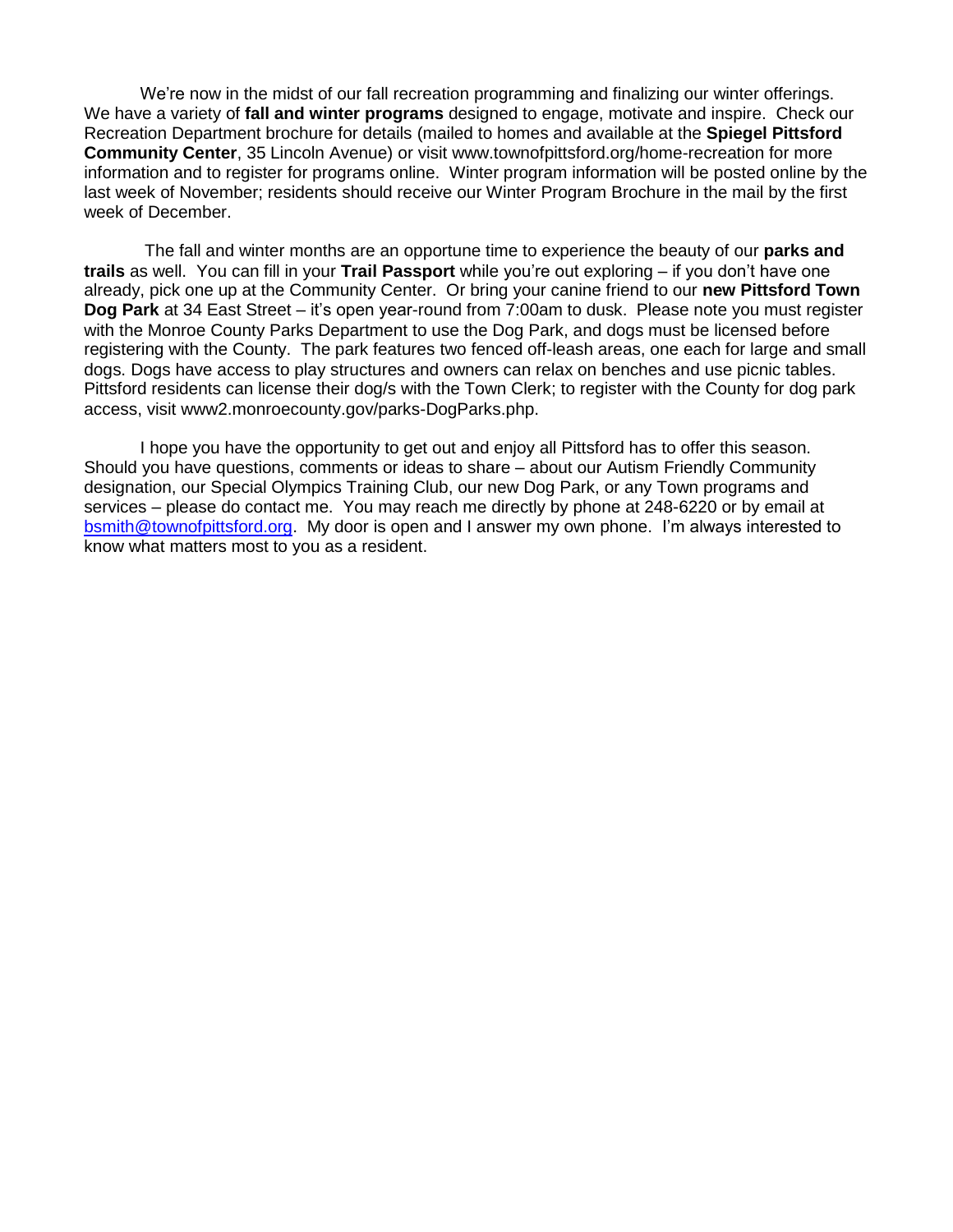We're now in the midst of our fall recreation programming and finalizing our winter offerings. We have a variety of **fall and winter programs** designed to engage, motivate and inspire. Check our Recreation Department brochure for details (mailed to homes and available at the **Spiegel Pittsford Community Center**, 35 Lincoln Avenue) or visit www.townofpittsford.org/home-recreation for more information and to register for programs online. Winter program information will be posted online by the last week of November; residents should receive our Winter Program Brochure in the mail by the first week of December.

The fall and winter months are an opportune time to experience the beauty of our **parks and trails** as well. You can fill in your **Trail Passport** while you're out exploring – if you don't have one already, pick one up at the Community Center. Or bring your canine friend to our **new Pittsford Town Dog Park** at 34 East Street – it's open year-round from 7:00am to dusk. Please note you must register with the Monroe County Parks Department to use the Dog Park, and dogs must be licensed before registering with the County. The park features two fenced off-leash areas, one each for large and small dogs. Dogs have access to play structures and owners can relax on benches and use picnic tables. Pittsford residents can license their dog/s with the Town Clerk; to register with the County for dog park access, visit www2.monroecounty.gov/parks-DogParks.php.

I hope you have the opportunity to get out and enjoy all Pittsford has to offer this season. Should you have questions, comments or ideas to share – about our Autism Friendly Community designation, our Special Olympics Training Club, our new Dog Park, or any Town programs and services – please do contact me. You may reach me directly by phone at 248-6220 or by email at bsmith@townofpittsford.org. My door is open and I answer my own phone. I'm always interested to know what matters most to you as a resident.